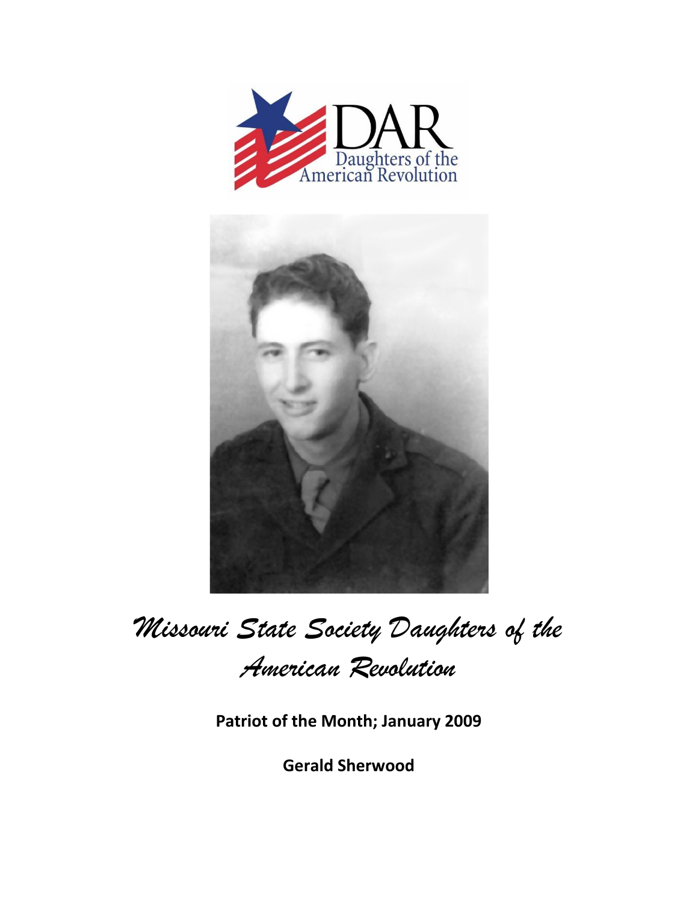DAR
Daughters of the American Revolution

# *Missouri State Society Daughters of the American Revolution*

**Patriot of the Month; January 2009**

**Gerald Sherwood**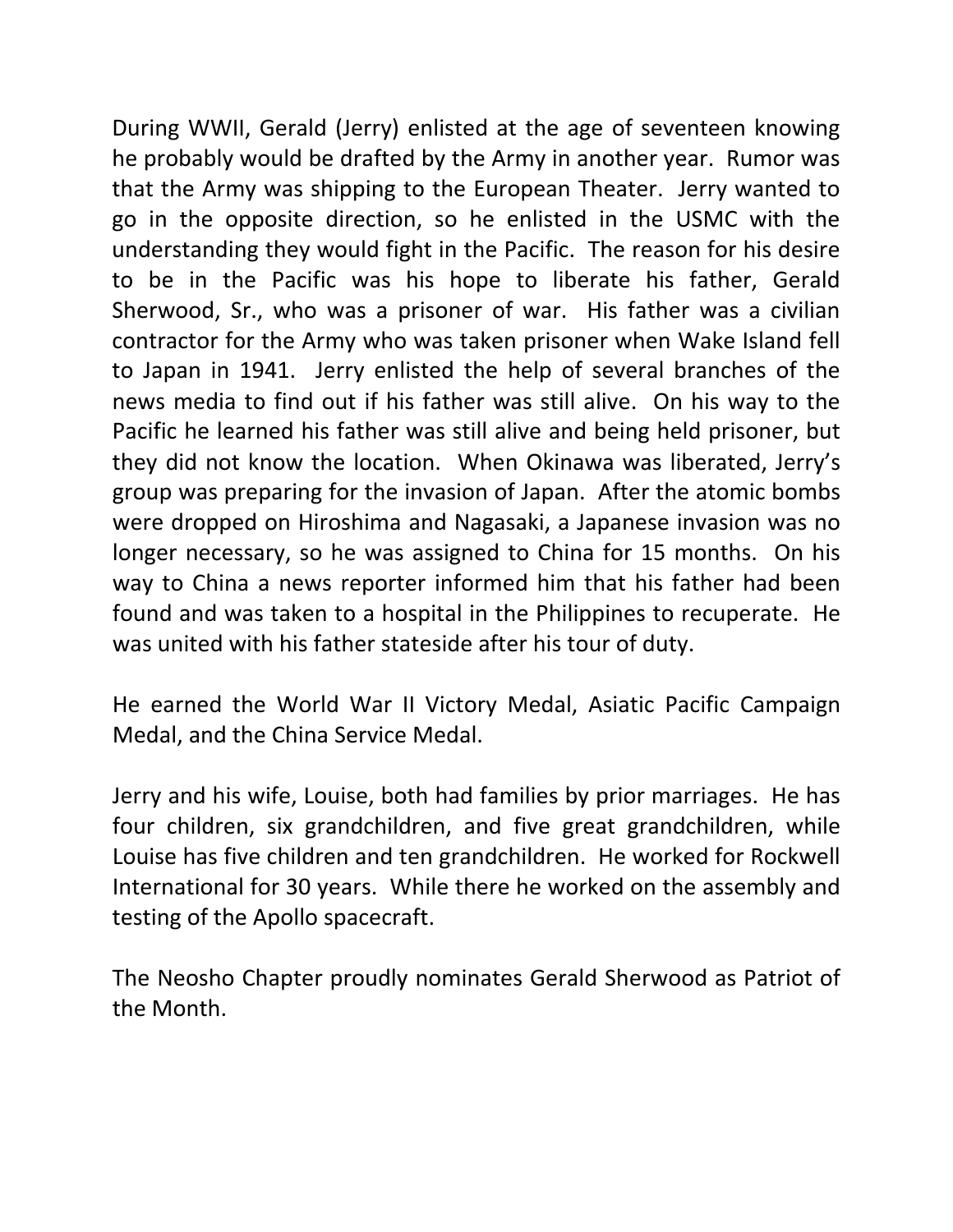During WWII, Gerald (Jerry) enlisted at the age of seventeen knowing he probably would be drafted by the Army in another year. Rumor was that the Army was shipping to the European Theater. Jerry wanted to go in the opposite direction, so he enlisted in the USMC with the understanding they would fight in the Pacific. The reason for his desire to be in the Pacific was his hope to liberate his father, Gerald Sherwood, Sr., who was a prisoner of war. His father was a civilian contractor for the Army who was taken prisoner when Wake Island fell to Japan in 1941. Jerry enlisted the help of several branches of the news media to find out if his father was still alive. On his way to the Pacific he learned his father was still alive and being held prisoner, but they did not know the location. When Okinawa was liberated, Jerry's group was preparing for the invasion of Japan. After the atomic bombs were dropped on Hiroshima and Nagasaki, a Japanese invasion was no longer necessary, so he was assigned to China for 15 months. On his way to China a news reporter informed him that his father had been found and was taken to a hospital in the Philippines to recuperate. He was united with his father stateside after his tour of duty.

He earned the World War II Victory Medal, Asiatic Pacific Campaign Medal, and the China Service Medal.

Jerry and his wife, Louise, both had families by prior marriages. He has four children, six grandchildren, and five great grandchildren, while Louise has five children and ten grandchildren. He worked for Rockwell International for 30 years. While there he worked on the assembly and testing of the Apollo spacecraft.

The Neosho Chapter proudly nominates Gerald Sherwood as Patriot of the Month.